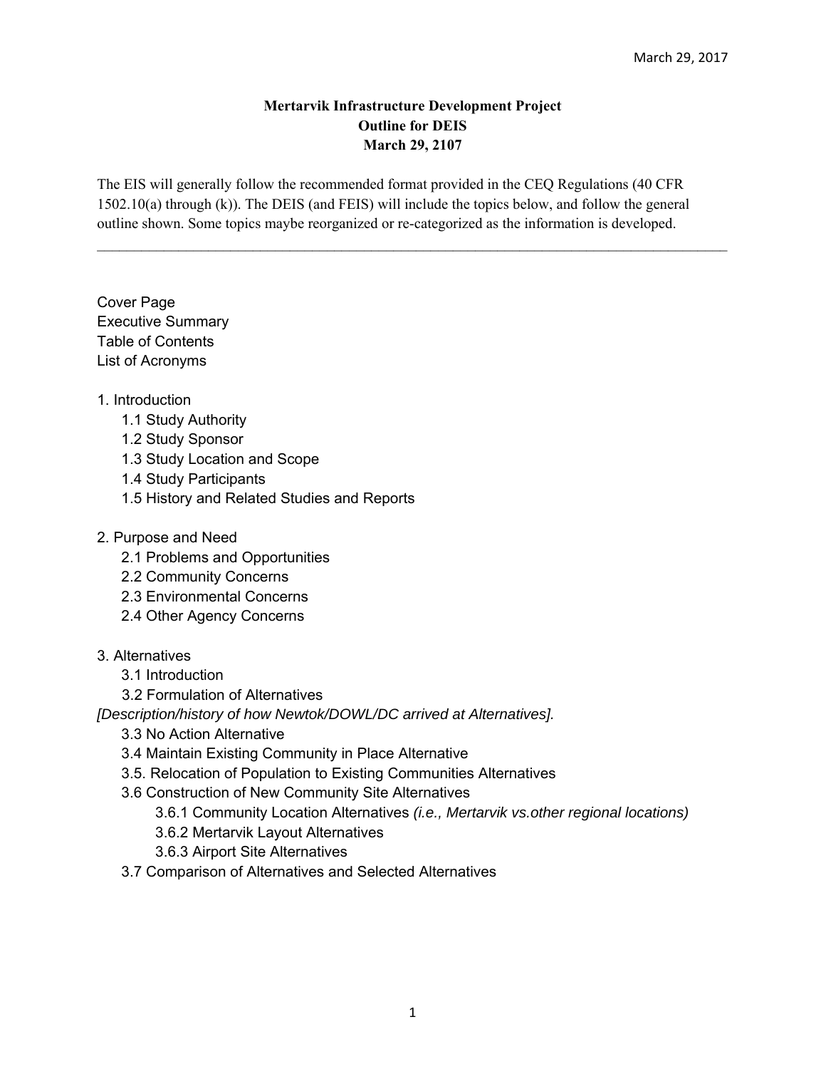March 29, 2017

**Mertarvik Infrastructure Development Project**
**Outline for DEIS**
**March 29, 2107**

The EIS will generally follow the recommended format provided in the CEQ Regulations (40 CFR 1502.10(a) through (k)). The DEIS (and FEIS) will include the topics below, and follow the general outline shown. Some topics maybe reorganized or re-categorized as the information is developed.

---

Cover Page
Executive Summary
Table of Contents
List of Acronyms

1. Introduction
   - 1.1 Study Authority
   - 1.2 Study Sponsor
   - 1.3 Study Location and Scope
   - 1.4 Study Participants
   - 1.5 History and Related Studies and Reports

2. Purpose and Need
   - 2.1 Problems and Opportunities
   - 2.2 Community Concerns
   - 2.3 Environmental Concerns
   - 2.4 Other Agency Concerns

3. Alternatives
   - 3.1 Introduction
   - 3.2 Formulation of Alternatives

*[Description/history of how Newtok/DOWL/DC arrived at Alternatives].*

   - 3.3 No Action Alternative
   - 3.4 Maintain Existing Community in Place Alternative
   - 3.5. Relocation of Population to Existing Communities Alternatives
   - 3.6 Construction of New Community Site Alternatives
     - 3.6.1 Community Location Alternatives *(i.e., Mertarvik vs.other regional locations)*
     - 3.6.2 Mertarvik Layout Alternatives
     - 3.6.3 Airport Site Alternatives
   - 3.7 Comparison of Alternatives and Selected Alternatives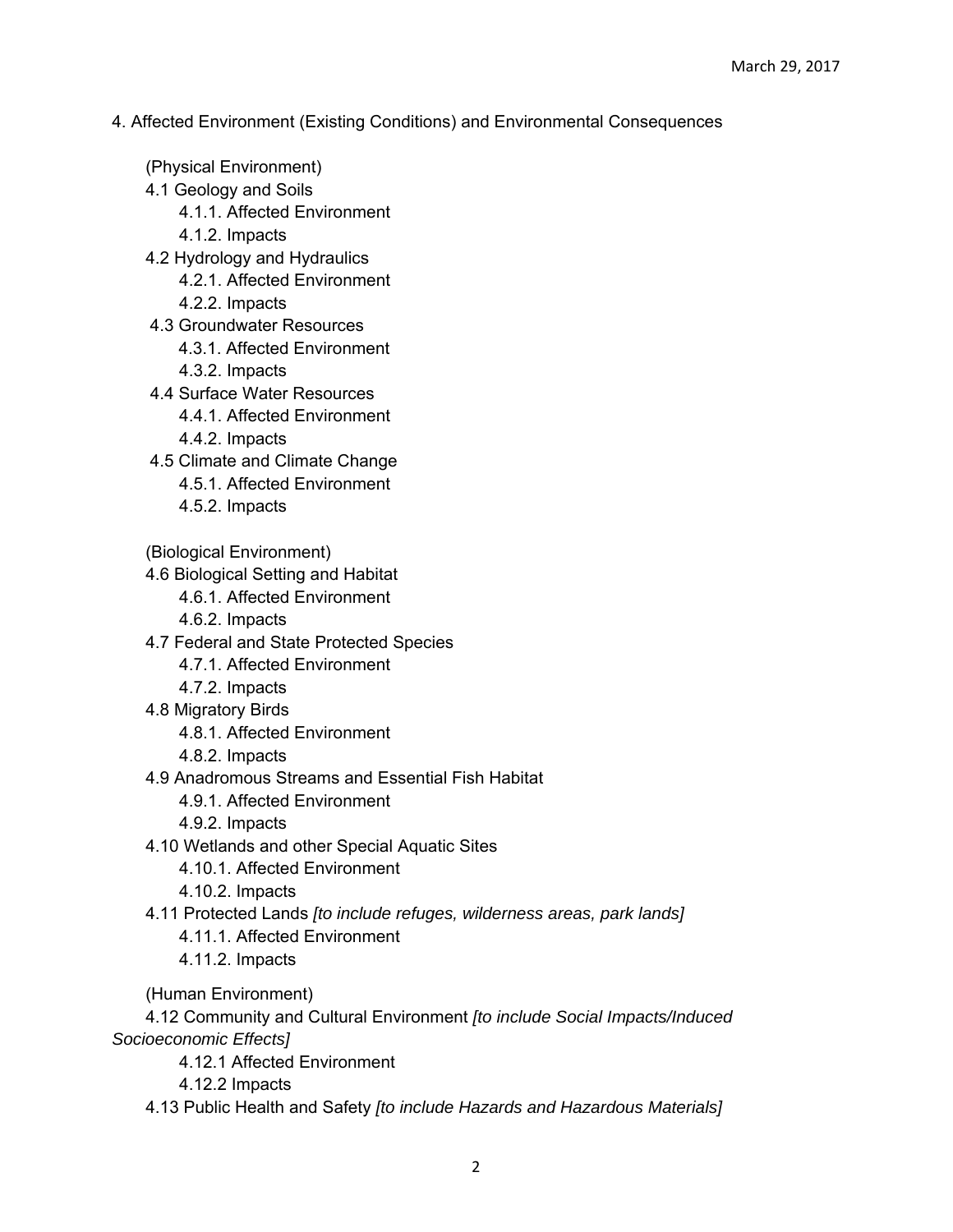4. Affected Environment (Existing Conditions) and Environmental Consequences

(Physical Environment)

- 4.1 Geology and Soils
  - 4.1.1. Affected Environment
  - 4.1.2. Impacts
- 4.2 Hydrology and Hydraulics
  - 4.2.1. Affected Environment
  - 4.2.2. Impacts
- 4.3 Groundwater Resources
  - 4.3.1. Affected Environment
  - 4.3.2. Impacts
- 4.4 Surface Water Resources
  - 4.4.1. Affected Environment
  - 4.4.2. Impacts
- 4.5 Climate and Climate Change
  - 4.5.1. Affected Environment
  - 4.5.2. Impacts

(Biological Environment)

- 4.6 Biological Setting and Habitat
  - 4.6.1. Affected Environment
  - 4.6.2. Impacts
- 4.7 Federal and State Protected Species
  - 4.7.1. Affected Environment
  - 4.7.2. Impacts
- 4.8 Migratory Birds
  - 4.8.1. Affected Environment
  - 4.8.2. Impacts
- 4.9 Anadromous Streams and Essential Fish Habitat
  - 4.9.1. Affected Environment
  - 4.9.2. Impacts
- 4.10 Wetlands and other Special Aquatic Sites
  - 4.10.1. Affected Environment
  - 4.10.2. Impacts
- 4.11 Protected Lands *[to include refuges, wilderness areas, park lands]*
  - 4.11.1. Affected Environment
  - 4.11.2. Impacts

(Human Environment)

- 4.12 Community and Cultural Environment *[to include Social Impacts/Induced Socioeconomic Effects]*
  - 4.12.1 Affected Environment
  - 4.12.2 Impacts
- 4.13 Public Health and Safety *[to include Hazards and Hazardous Materials]*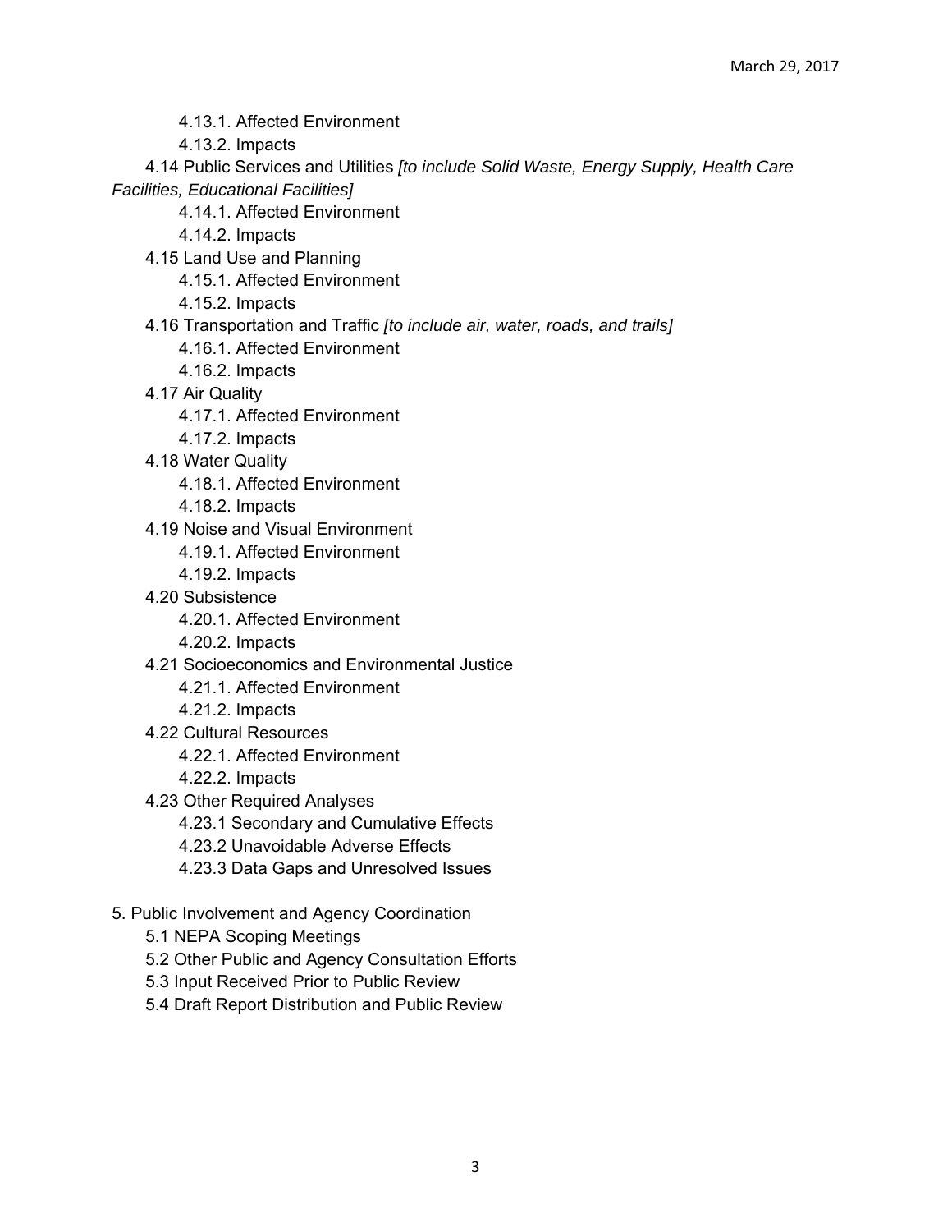- 4.13.1. Affected Environment
- 4.13.2. Impacts

4.14 Public Services and Utilities *[to include Solid Waste, Energy Supply, Health Care Facilities, Educational Facilities]*

- 4.14.1. Affected Environment
- 4.14.2. Impacts

4.15 Land Use and Planning

- 4.15.1. Affected Environment
- 4.15.2. Impacts

4.16 Transportation and Traffic *[to include air, water, roads, and trails]*

- 4.16.1. Affected Environment
- 4.16.2. Impacts

4.17 Air Quality

- 4.17.1. Affected Environment
- 4.17.2. Impacts

4.18 Water Quality

- 4.18.1. Affected Environment
- 4.18.2. Impacts

4.19 Noise and Visual Environment

- 4.19.1. Affected Environment
- 4.19.2. Impacts

4.20 Subsistence

- 4.20.1. Affected Environment
- 4.20.2. Impacts

4.21 Socioeconomics and Environmental Justice

- 4.21.1. Affected Environment
- 4.21.2. Impacts

4.22 Cultural Resources

- 4.22.1. Affected Environment
- 4.22.2. Impacts

4.23 Other Required Analyses

- 4.23.1 Secondary and Cumulative Effects
- 4.23.2 Unavoidable Adverse Effects
- 4.23.3 Data Gaps and Unresolved Issues

5. Public Involvement and Agency Coordination

- 5.1 NEPA Scoping Meetings
- 5.2 Other Public and Agency Consultation Efforts
- 5.3 Input Received Prior to Public Review
- 5.4 Draft Report Distribution and Public Review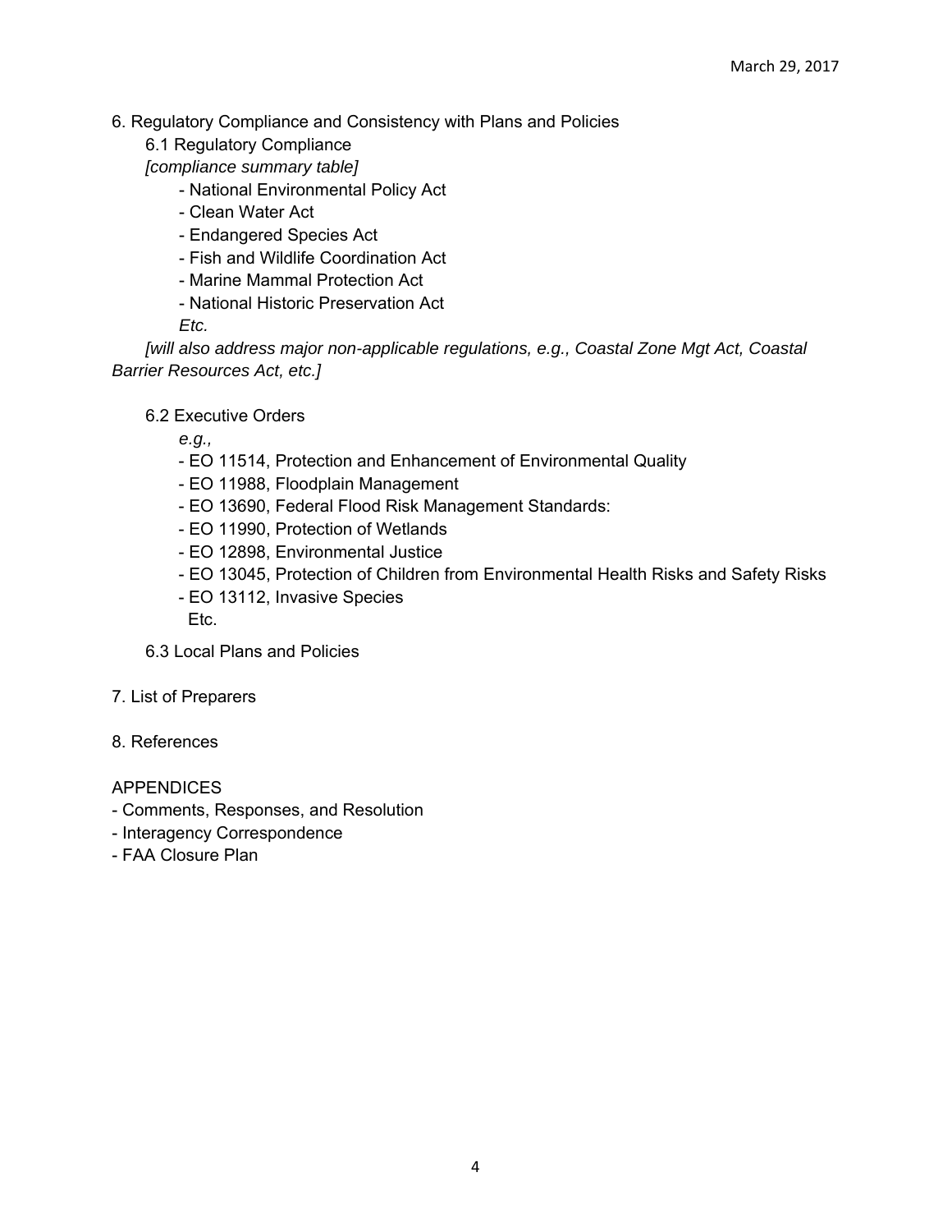## 6. Regulatory Compliance and Consistency with Plans and Policies

### 6.1 Regulatory Compliance

*[compliance summary table]*

- National Environmental Policy Act
- Clean Water Act
- Endangered Species Act
- Fish and Wildlife Coordination Act
- Marine Mammal Protection Act
- National Historic Preservation Act

*Etc.*

*[will also address major non-applicable regulations, e.g., Coastal Zone Mgt Act, Coastal Barrier Resources Act, etc.]*

### 6.2 Executive Orders

*e.g.,*

- EO 11514, Protection and Enhancement of Environmental Quality
- EO 11988, Floodplain Management
- EO 13690, Federal Flood Risk Management Standards:
- EO 11990, Protection of Wetlands
- EO 12898, Environmental Justice
- EO 13045, Protection of Children from Environmental Health Risks and Safety Risks
- EO 13112, Invasive Species

Etc.

### 6.3 Local Plans and Policies

## 7. List of Preparers

## 8. References

## APPENDICES

- Comments, Responses, and Resolution
- Interagency Correspondence
- FAA Closure Plan